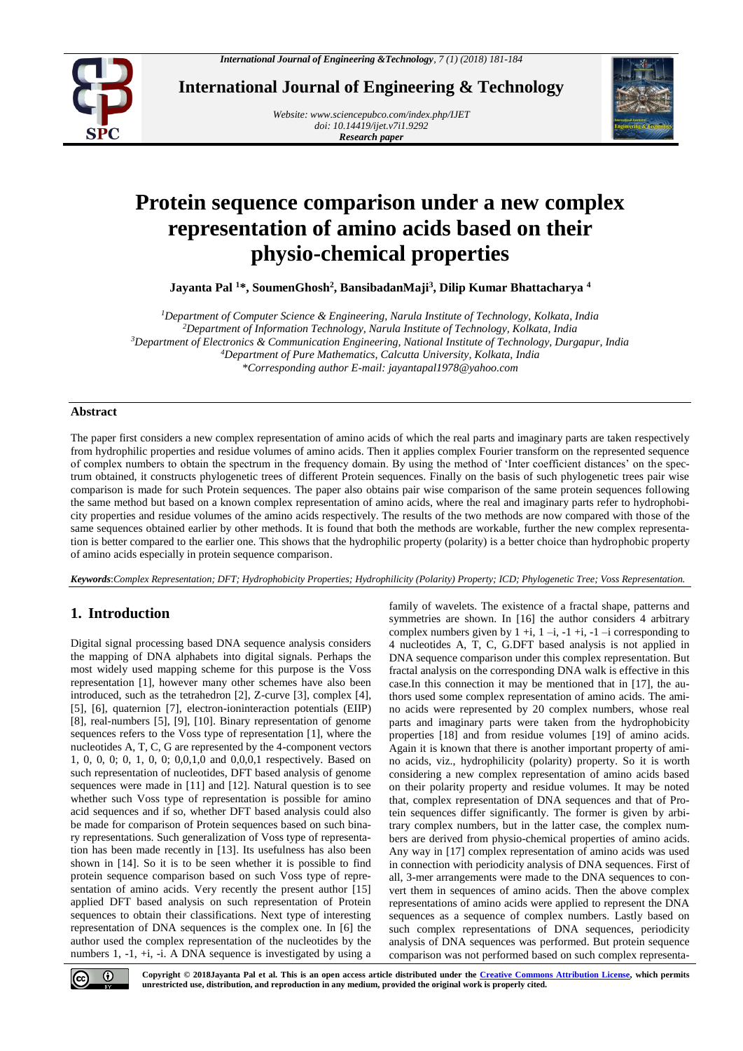# Protein sequence comparison under a new complex representation of amino acids based on their physio-chemical properties

**Jayanta Pal [1]*, SoumenGhosh[2], BansibadanMaji[3], Dilip Kumar Bhattacharya [4]**

*[1]Department of Computer Science & Engineering, Narula Institute of Technology, Kolkata, India*
*[2]Department of Information Technology, Narula Institute of Technology, Kolkata, India*
*[3]Department of Electronics & Communication Engineering, National Institute of Technology, Durgapur, India*
*[4]Department of Pure Mathematics, Calcutta University, Kolkata, India*
**Corresponding author E-mail: jayantapal1978@yahoo.com*

## Abstract

The paper first considers a new complex representation of amino acids of which the real parts and imaginary parts are taken respectively from hydrophilic properties and residue volumes of amino acids. Then it applies complex Fourier transform on the represented sequence of complex numbers to obtain the spectrum in the frequency domain. By using the method of 'Inter coefficient distances' on the spectrum obtained, it constructs phylogenetic trees of different Protein sequences. Finally on the basis of such phylogenetic trees pair wise comparison is made for such Protein sequences. The paper also obtains pair wise comparison of the same protein sequences following the same method but based on a known complex representation of amino acids, where the real and imaginary parts refer to hydrophobicity properties and residue volumes of the amino acids respectively. The results of the two methods are now compared with those of the same sequences obtained earlier by other methods. It is found that both the methods are workable, further the new complex representation is better compared to the earlier one. This shows that the hydrophilic property (polarity) is a better choice than hydrophobic property of amino acids especially in protein sequence comparison.

***Keywords**:Complex Representation; DFT; Hydrophobicity Properties; Hydrophilicity (Polarity) Property; ICD; Phylogenetic Tree; Voss Representation.*

## 1. Introduction

Digital signal processing based DNA sequence analysis considers the mapping of DNA alphabets into digital signals. Perhaps the most widely used mapping scheme for this purpose is the Voss representation [1], however many other schemes have also been introduced, such as the tetrahedron [2], Z-curve [3], complex [4], [5], [6], quaternion [7], electron-ioninteraction potentials (EIIP) [8], real-numbers [5], [9], [10]. Binary representation of genome sequences refers to the Voss type of representation [1], where the nucleotides A, T, C, G are represented by the 4-component vectors 1, 0, 0, 0; 0, 1, 0, 0; 0,0,1,0 and 0,0,0,1 respectively. Based on such representation of nucleotides, DFT based analysis of genome sequences were made in [11] and [12]. Natural question is to see whether such Voss type of representation is possible for amino acid sequences and if so, whether DFT based analysis could also be made for comparison of Protein sequences based on such binary representations. Such generalization of Voss type of representation has been made recently in [13]. Its usefulness has also been shown in [14]. So it is to be seen whether it is possible to find protein sequence comparison based on such Voss type of representation of amino acids. Very recently the present author [15] applied DFT based analysis on such representation of Protein sequences to obtain their classifications. Next type of interesting representation of DNA sequences is the complex one. In [6] the author used the complex representation of the nucleotides by the numbers 1, -1, +i, -i. A DNA sequence is investigated by using a family of wavelets. The existence of a fractal shape, patterns and symmetries are shown. In [16] the author considers 4 arbitrary complex numbers given by 1 +i, 1 –i, -1 +i, -1 –i corresponding to 4 nucleotides A, T, C, G.DFT based analysis is not applied in DNA sequence comparison under this complex representation. But fractal analysis on the corresponding DNA walk is effective in this case.In this connection it may be mentioned that in [17], the authors used some complex representation of amino acids. The amino acids were represented by 20 complex numbers, whose real parts and imaginary parts were taken from the hydrophobicity properties [18] and from residue volumes [19] of amino acids. Again it is known that there is another important property of amino acids, viz., hydrophilicity (polarity) property. So it is worth considering a new complex representation of amino acids based on their polarity property and residue volumes. It may be noted that, complex representation of DNA sequences and that of Protein sequences differ significantly. The former is given by arbitrary complex numbers, but in the latter case, the complex numbers are derived from physio-chemical properties of amino acids. Any way in [17] complex representation of amino acids was used in connection with periodicity analysis of DNA sequences. First of all, 3-mer arrangements were made to the DNA sequences to convert them in sequences of amino acids. Then the above complex representations of amino acids were applied to represent the DNA sequences as a sequence of complex numbers. Lastly based on such complex representations of DNA sequences, periodicity analysis of DNA sequences was performed. But protein sequence comparison was not performed based on such complex representa-

**Copyright © 2018Jayanta Pal et al. This is an open access article distributed under the Creative Commons Attribution License, which permits unrestricted use, distribution, and reproduction in any medium, provided the original work is properly cited.**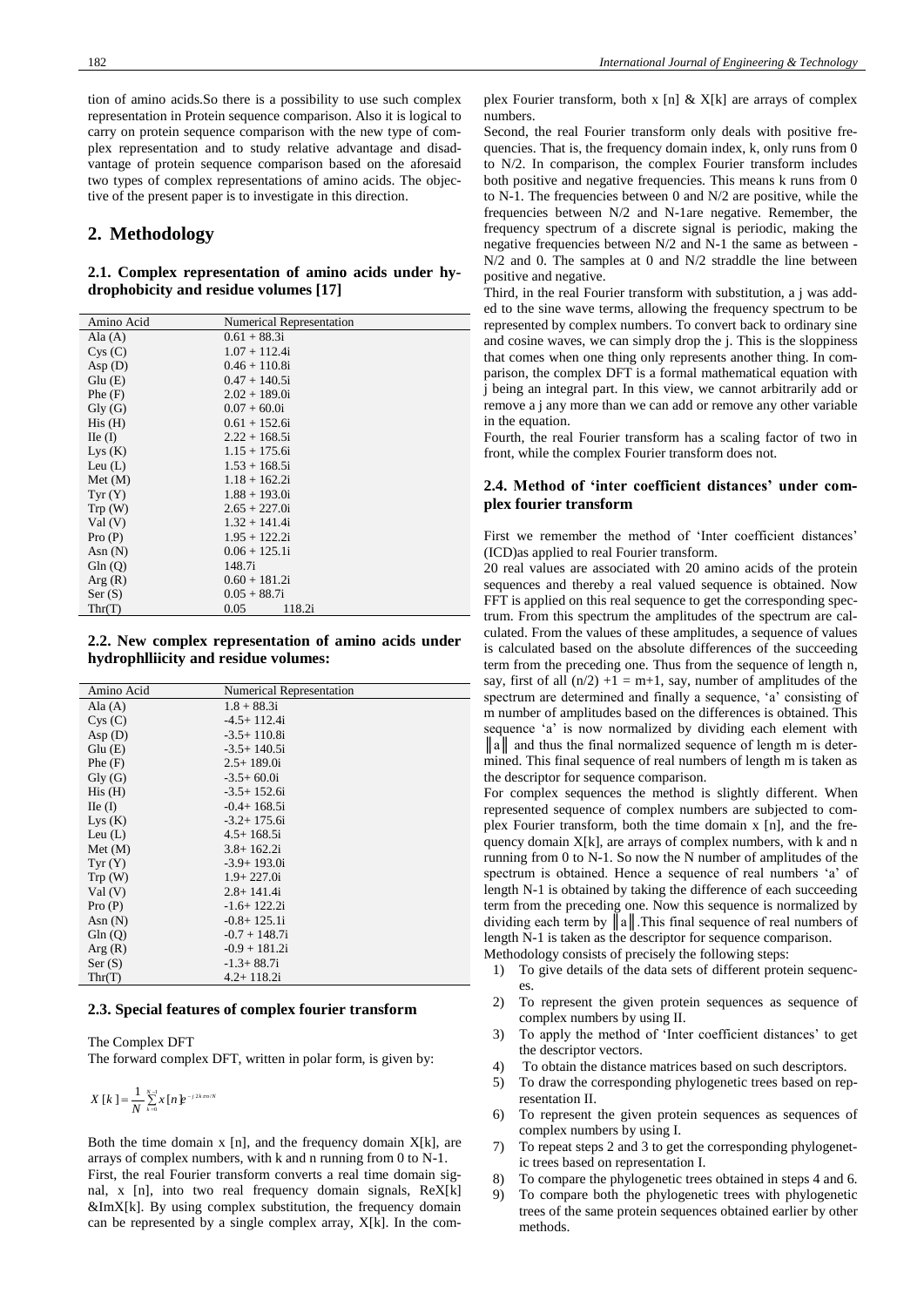tion of amino acids.So there is a possibility to use such complex representation in Protein sequence comparison. Also it is logical to carry on protein sequence comparison with the new type of complex representation and to study relative advantage and disadvantage of protein sequence comparison based on the aforesaid two types of complex representations of amino acids. The objective of the present paper is to investigate in this direction.

## 2. Methodology

### 2.1. Complex representation of amino acids under hydrophobicity and residue volumes [17]

| Amino Acid | Numerical Representation |
|---|---|
| Ala (A) | 0.61 + 88.3i |
| Cys (C) | 1.07 + 112.4i |
| Asp (D) | 0.46 + 110.8i |
| Glu (E) | 0.47 + 140.5i |
| Phe (F) | 2.02 + 189.0i |
| Gly (G) | 0.07 + 60.0i |
| His (H) | 0.61 + 152.6i |
| Ile (I) | 2.22 + 168.5i |
| Lys (K) | 1.15 + 175.6i |
| Leu (L) | 1.53 + 168.5i |
| Met (M) | 1.18 + 162.2i |
| Tyr (Y) | 1.88 + 193.0i |
| Trp (W) | 2.65 + 227.0i |
| Val (V) | 1.32 + 141.4i |
| Pro (P) | 1.95 + 122.2i |
| Asn (N) | 0.06 + 125.1i |
| Gln (Q) | 148.7i |
| Arg (R) | 0.60 + 181.2i |
| Ser (S) | 0.05 + 88.7i |
| Thr(T) | 0.05 118.2i |

### 2.2. New complex representation of amino acids under hydrophlliicity and residue volumes:

| Amino Acid | Numerical Representation |
|---|---|
| Ala (A) | 1.8 + 88.3i |
| Cys (C) | -4.5+ 112.4i |
| Asp (D) | -3.5+ 110.8i |
| Glu (E) | -3.5+ 140.5i |
| Phe (F) | 2.5+ 189.0i |
| Gly (G) | -3.5+ 60.0i |
| His (H) | -3.5+ 152.6i |
| Ile (I) | -0.4+ 168.5i |
| Lys (K) | -3.2+ 175.6i |
| Leu (L) | 4.5+ 168.5i |
| Met (M) | 3.8+ 162.2i |
| Tyr (Y) | -3.9+ 193.0i |
| Trp (W) | 1.9+ 227.0i |
| Val (V) | 2.8+ 141.4i |
| Pro (P) | -1.6+ 122.2i |
| Asn (N) | -0.8+ 125.1i |
| Gln (Q) | -0.7 + 148.7i |
| Arg (R) | -0.9 + 181.2i |
| Ser (S) | -1.3+ 88.7i |
| Thr(T) | 4.2+ 118.2i |

### 2.3. Special features of complex fourier transform

The Complex DFT

The forward complex DFT, written in polar form, is given by:

$$X[k] = \frac{1}{N}\sum_{k=0}^{N-1} x[n]e^{-j2k\pi n/N}$$

Both the time domain x [n], and the frequency domain X[k], are arrays of complex numbers, with k and n running from 0 to N-1.

First, the real Fourier transform converts a real time domain signal, x [n], into two real frequency domain signals, ReX[k] &ImX[k]. By using complex substitution, the frequency domain can be represented by a single complex array, X[k]. In the complex Fourier transform, both x [n] & X[k] are arrays of complex numbers.

Second, the real Fourier transform only deals with positive frequencies. That is, the frequency domain index, k, only runs from 0 to N/2. In comparison, the complex Fourier transform includes both positive and negative frequencies. This means k runs from 0 to N-1. The frequencies between 0 and N/2 are positive, while the frequencies between N/2 and N-1are negative. Remember, the frequency spectrum of a discrete signal is periodic, making the negative frequencies between N/2 and N-1 the same as between -N/2 and 0. The samples at 0 and N/2 straddle the line between positive and negative.

Third, in the real Fourier transform with substitution, a j was added to the sine wave terms, allowing the frequency spectrum to be represented by complex numbers. To convert back to ordinary sine and cosine waves, we can simply drop the j. This is the sloppiness that comes when one thing only represents another thing. In comparison, the complex DFT is a formal mathematical equation with j being an integral part. In this view, we cannot arbitrarily add or remove a j any more than we can add or remove any other variable in the equation.

Fourth, the real Fourier transform has a scaling factor of two in front, while the complex Fourier transform does not.

### 2.4. Method of 'inter coefficient distances' under complex fourier transform

First we remember the method of 'Inter coefficient distances' (ICD)as applied to real Fourier transform.

20 real values are associated with 20 amino acids of the protein sequences and thereby a real valued sequence is obtained. Now FFT is applied on this real sequence to get the corresponding spectrum. From this spectrum the amplitudes of the spectrum are calculated. From the values of these amplitudes, a sequence of values is calculated based on the absolute differences of the succeeding term from the preceding one. Thus from the sequence of length n, say, first of all $(n/2) + 1 = m+1$, say, number of amplitudes of the spectrum are determined and finally a sequence, 'a' consisting of m number of amplitudes based on the differences is obtained. This sequence 'a' is now normalized by dividing each element with $\|a\|$ and thus the final normalized sequence of length m is determined. This final sequence of real numbers of length m is taken as the descriptor for sequence comparison.

For complex sequences the method is slightly different. When represented sequence of complex numbers are subjected to complex Fourier transform, both the time domain x [n], and the frequency domain X[k], are arrays of complex numbers, with k and n running from 0 to N-1. So now the N number of amplitudes of the spectrum is obtained. Hence a sequence of real numbers 'a' of length N-1 is obtained by taking the difference of each succeeding term from the preceding one. Now this sequence is normalized by dividing each term by $\|a\|$.This final sequence of real numbers of length N-1 is taken as the descriptor for sequence comparison.

Methodology consists of precisely the following steps:

1) To give details of the data sets of different protein sequences.
2) To represent the given protein sequences as sequence of complex numbers by using II.
3) To apply the method of 'Inter coefficient distances' to get the descriptor vectors.
4) To obtain the distance matrices based on such descriptors.
5) To draw the corresponding phylogenetic trees based on representation II.
6) To represent the given protein sequences as sequences of complex numbers by using I.
7) To repeat steps 2 and 3 to get the corresponding phylogenetic trees based on representation I.
8) To compare the phylogenetic trees obtained in steps 4 and 6.
9) To compare both the phylogenetic trees with phylogenetic trees of the same protein sequences obtained earlier by other methods.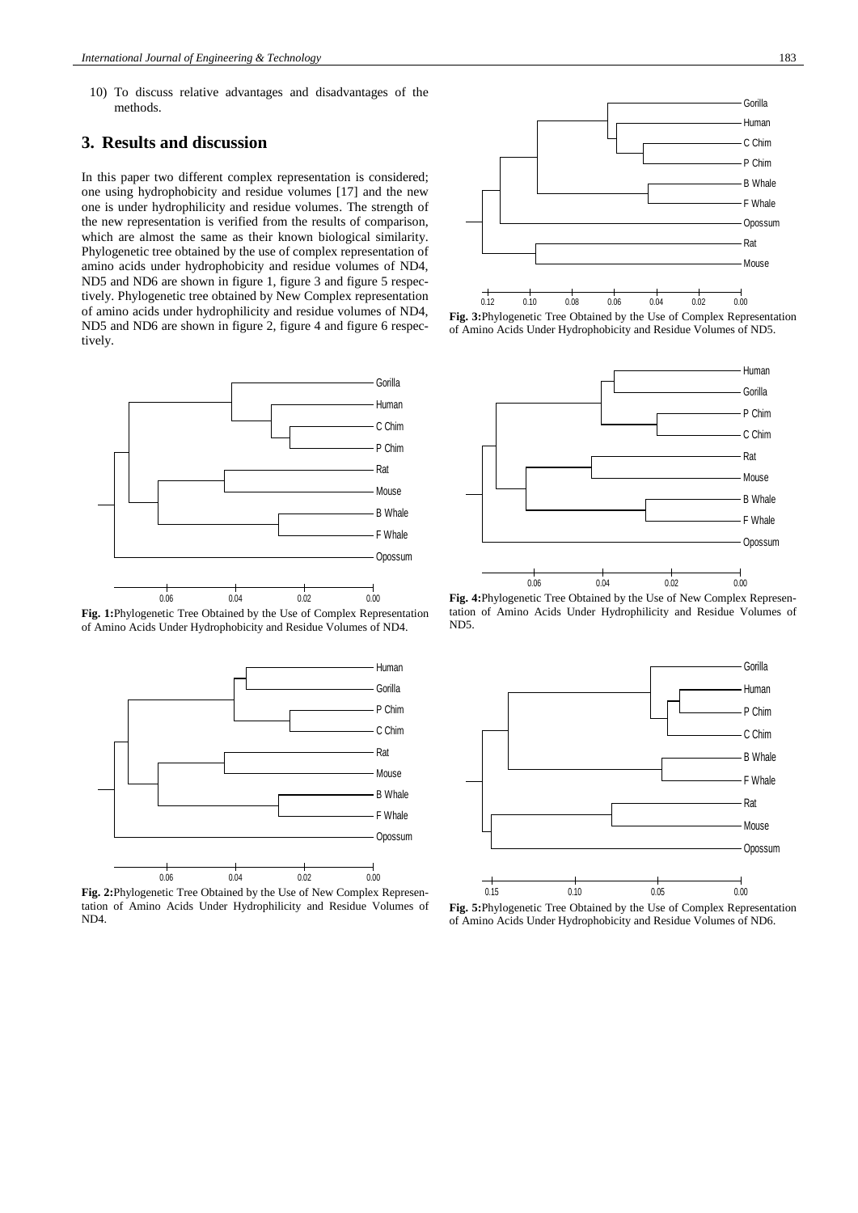10) To discuss relative advantages and disadvantages of the methods.

## 3. Results and discussion

In this paper two different complex representation is considered; one using hydrophobicity and residue volumes [17] and the new one is under hydrophilicity and residue volumes. The strength of the new representation is verified from the results of comparison, which are almost the same as their known biological similarity. Phylogenetic tree obtained by the use of complex representation of amino acids under hydrophobicity and residue volumes of ND4, ND5 and ND6 are shown in figure 1, figure 3 and figure 5 respectively. Phylogenetic tree obtained by New Complex representation of amino acids under hydrophilicity and residue volumes of ND4, ND5 and ND6 are shown in figure 2, figure 4 and figure 6 respectively.

**Fig. 1:** Phylogenetic Tree Obtained by the Use of Complex Representation of Amino Acids Under Hydrophobicity and Residue Volumes of ND4.

**Fig. 2:** Phylogenetic Tree Obtained by the Use of New Complex Representation of Amino Acids Under Hydrophilicity and Residue Volumes of ND4.

**Fig. 3:** Phylogenetic Tree Obtained by the Use of Complex Representation of Amino Acids Under Hydrophobicity and Residue Volumes of ND5.

**Fig. 4:** Phylogenetic Tree Obtained by the Use of New Complex Representation of Amino Acids Under Hydrophilicity and Residue Volumes of ND5.

**Fig. 5:** Phylogenetic Tree Obtained by the Use of Complex Representation of Amino Acids Under Hydrophobicity and Residue Volumes of ND6.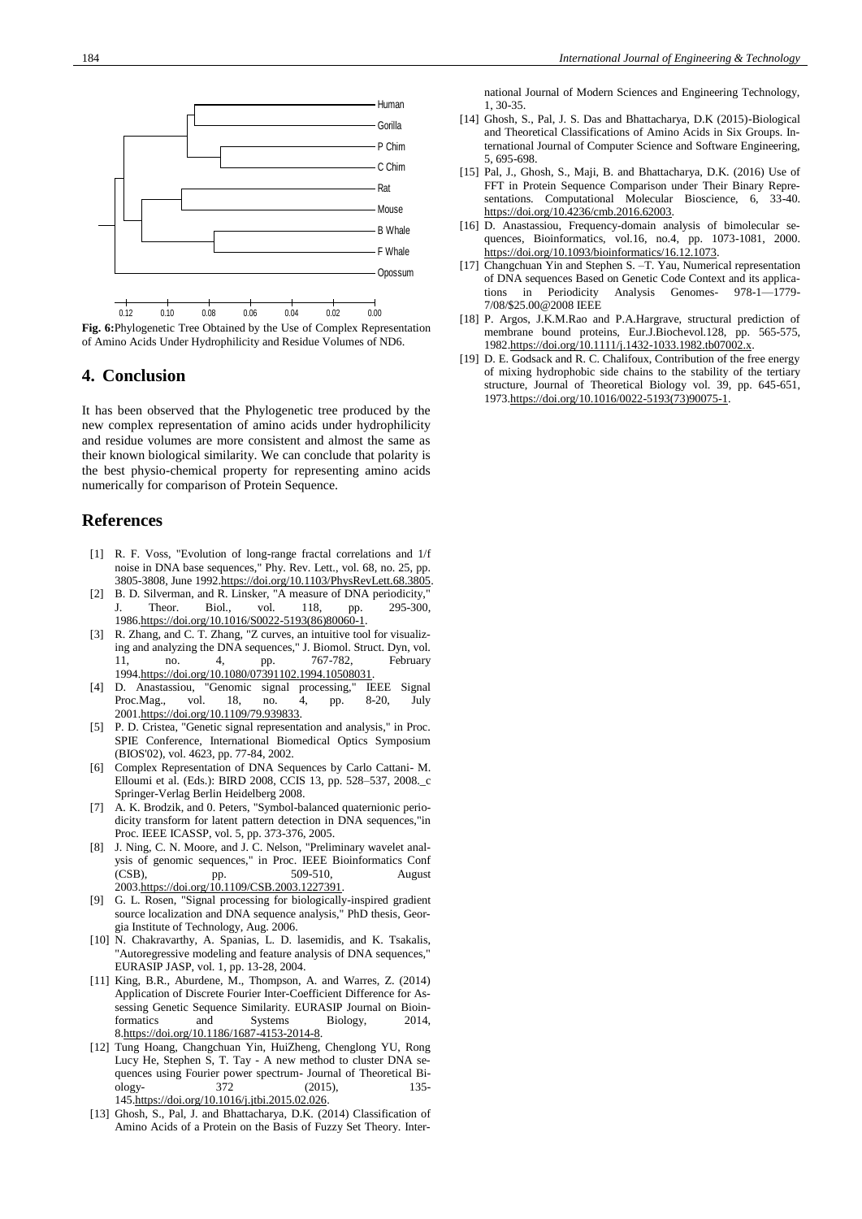Human

Gorilla

P Chim

C Chim

Rat

Mouse

B Whale

F Whale

Opossum

0.12 0.10 0.08 0.06 0.04 0.02 0.00

**Fig. 6:**Phylogenetic Tree Obtained by the Use of Complex Representation of Amino Acids Under Hydrophilicity and Residue Volumes of ND6.

## 4. Conclusion

It has been observed that the Phylogenetic tree produced by the new complex representation of amino acids under hydrophilicity and residue volumes are more consistent and almost the same as their known biological similarity. We can conclude that polarity is the best physio-chemical property for representing amino acids numerically for comparison of Protein Sequence.

## References

[1] R. F. Voss, "Evolution of long-range fractal correlations and 1/f noise in DNA base sequences," Phy. Rev. Lett., vol. 68, no. 25, pp. 3805-3808, June 1992.https://doi.org/10.1103/PhysRevLett.68.3805.

[2] B. D. Silverman, and R. Linsker, "A measure of DNA periodicity," J. Theor. Biol., vol. 118, pp. 295-300, 1986.https://doi.org/10.1016/S0022-5193(86)80060-1.

[3] R. Zhang, and C. T. Zhang, "Z curves, an intuitive tool for visualizing and analyzing the DNA sequences," J. Biomol. Struct. Dyn, vol. 11, no. 4, pp. 767-782, February 1994.https://doi.org/10.1080/07391102.1994.10508031.

[4] D. Anastassiou, "Genomic signal processing," IEEE Signal Proc.Mag., vol. 18, no. 4, pp. 8-20, July 2001.https://doi.org/10.1109/79.939833.

[5] P. D. Cristea, "Genetic signal representation and analysis," in Proc. SPIE Conference, International Biomedical Optics Symposium (BIOS'02), vol. 4623, pp. 77-84, 2002.

[6] Complex Representation of DNA Sequences by Carlo Cattani- M. Elloumi et al. (Eds.): BIRD 2008, CCIS 13, pp. 528–537, 2008._c Springer-Verlag Berlin Heidelberg 2008.

[7] A. K. Brodzik, and 0. Peters, "Symbol-balanced quaternionic periodicity transform for latent pattern detection in DNA sequences,"in Proc. IEEE ICASSP, vol. 5, pp. 373-376, 2005.

[8] J. Ning, C. N. Moore, and J. C. Nelson, "Preliminary wavelet analysis of genomic sequences," in Proc. IEEE Bioinformatics Conf (CSB), pp. 509-510, August 2003.https://doi.org/10.1109/CSB.2003.1227391.

[9] G. L. Rosen, "Signal processing for biologically-inspired gradient source localization and DNA sequence analysis," PhD thesis, Georgia Institute of Technology, Aug. 2006.

[10] N. Chakravarthy, A. Spanias, L. D. lasemidis, and K. Tsakalis, "Autoregressive modeling and feature analysis of DNA sequences," EURASIP JASP, vol. 1, pp. 13-28, 2004.

[11] King, B.R., Aburdene, M., Thompson, A. and Warres, Z. (2014) Application of Discrete Fourier Inter-Coefficient Difference for Assessing Genetic Sequence Similarity. EURASIP Journal on Bioinformatics and Systems Biology, 2014, 8.https://doi.org/10.1186/1687-4153-2014-8.

[12] Tung Hoang, Changchuan Yin, HuiZheng, Chenglong YU, Rong Lucy He, Stephen S, T. Tay - A new method to cluster DNA sequences using Fourier power spectrum- Journal of Theoretical Biology- 372 (2015), 135-145.https://doi.org/10.1016/j.jtbi.2015.02.026.

[13] Ghosh, S., Pal, J. and Bhattacharya, D.K. (2014) Classification of Amino Acids of a Protein on the Basis of Fuzzy Set Theory. International Journal of Modern Sciences and Engineering Technology, 1, 30-35.

[14] Ghosh, S., Pal, J. S. Das and Bhattacharya, D.K (2015)-Biological and Theoretical Classifications of Amino Acids in Six Groups. International Journal of Computer Science and Software Engineering, 5, 695-698.

[15] Pal, J., Ghosh, S., Maji, B. and Bhattacharya, D.K. (2016) Use of FFT in Protein Sequence Comparison under Their Binary Representations. Computational Molecular Bioscience, 6, 33-40. https://doi.org/10.4236/cmb.2016.62003.

[16] D. Anastassiou, Frequency-domain analysis of bimolecular sequences, Bioinformatics, vol.16, no.4, pp. 1073-1081, 2000. https://doi.org/10.1093/bioinformatics/16.12.1073.

[17] Changchuan Yin and Stephen S. –T. Yau, Numerical representation of DNA sequences Based on Genetic Code Context and its applications in Periodicity Analysis Genomes- 978-1—1779-7/08/$25.00@2008 IEEE

[18] P. Argos, J.K.M.Rao and P.A.Hargrave, structural prediction of membrane bound proteins, Eur.J.Biochevol.128, pp. 565-575, 1982.https://doi.org/10.1111/j.1432-1033.1982.tb07002.x.

[19] D. E. Godsack and R. C. Chalifoux, Contribution of the free energy of mixing hydrophobic side chains to the stability of the tertiary structure, Journal of Theoretical Biology vol. 39, pp. 645-651, 1973.https://doi.org/10.1016/0022-5193(73)90075-1.